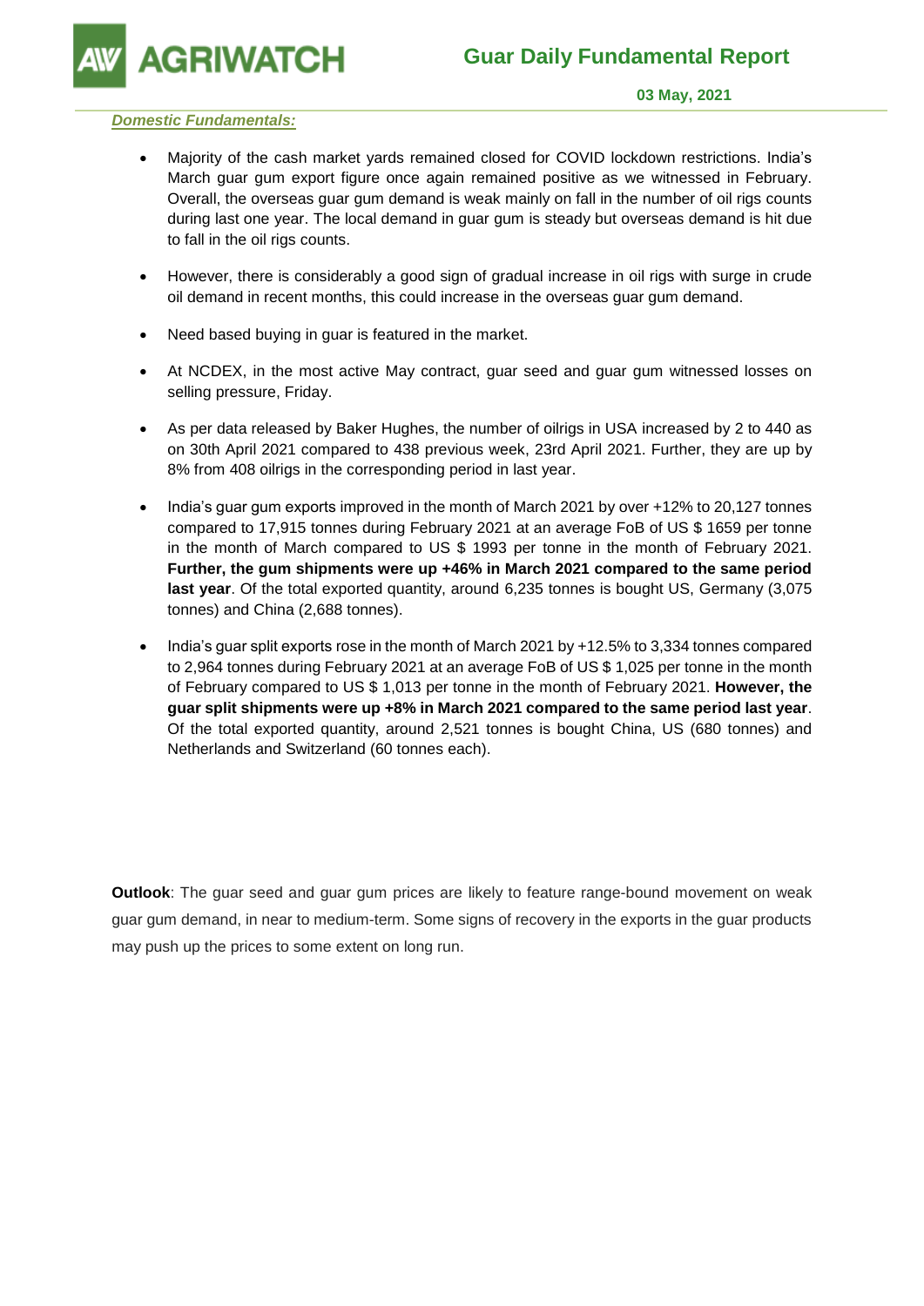# Guar Daily Fundamental Report

**03 May, 2021**

***Domestic Fundamentals:***

- Majority of the cash market yards remained closed for COVID lockdown restrictions. India's March guar gum export figure once again remained positive as we witnessed in February. Overall, the overseas guar gum demand is weak mainly on fall in the number of oil rigs counts during last one year. The local demand in guar gum is steady but overseas demand is hit due to fall in the oil rigs counts.

- However, there is considerably a good sign of gradual increase in oil rigs with surge in crude oil demand in recent months, this could increase in the overseas guar gum demand.

- Need based buying in guar is featured in the market.

- At NCDEX, in the most active May contract, guar seed and guar gum witnessed losses on selling pressure, Friday.

- As per data released by Baker Hughes, the number of oilrigs in USA increased by 2 to 440 as on 30th April 2021 compared to 438 previous week, 23rd April 2021. Further, they are up by 8% from 408 oilrigs in the corresponding period in last year.

- India's guar gum exports improved in the month of March 2021 by over +12% to 20,127 tonnes compared to 17,915 tonnes during February 2021 at an average FoB of US $ 1659 per tonne in the month of March compared to US $ 1993 per tonne in the month of February 2021. **Further, the gum shipments were up +46% in March 2021 compared to the same period last year**. Of the total exported quantity, around 6,235 tonnes is bought US, Germany (3,075 tonnes) and China (2,688 tonnes).

- India's guar split exports rose in the month of March 2021 by +12.5% to 3,334 tonnes compared to 2,964 tonnes during February 2021 at an average FoB of US $ 1,025 per tonne in the month of February compared to US $ 1,013 per tonne in the month of February 2021. **However, the guar split shipments were up +8% in March 2021 compared to the same period last year**. Of the total exported quantity, around 2,521 tonnes is bought China, US (680 tonnes) and Netherlands and Switzerland (60 tonnes each).

**Outlook**: The guar seed and guar gum prices are likely to feature range-bound movement on weak guar gum demand, in near to medium-term. Some signs of recovery in the exports in the guar products may push up the prices to some extent on long run.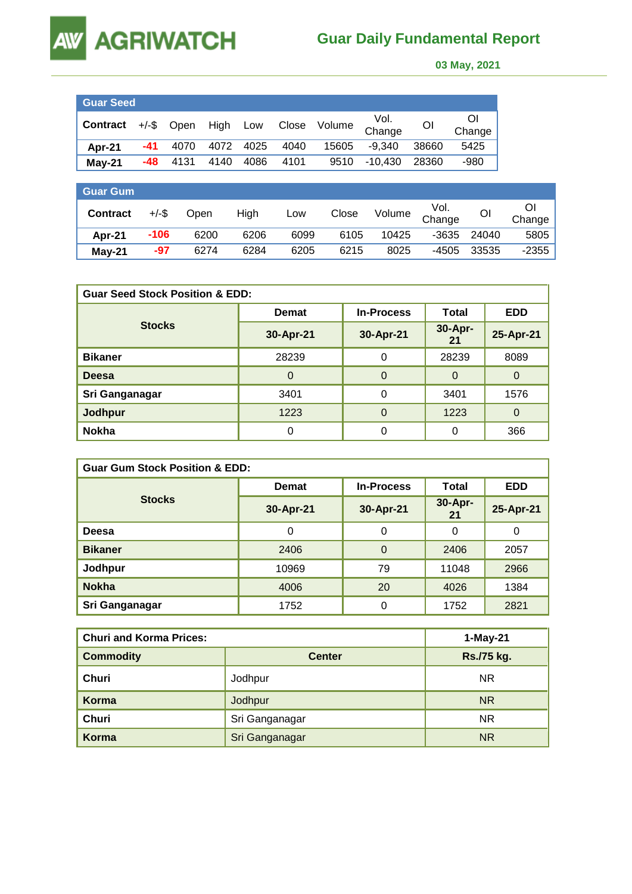# Guar Daily Fundamental Report

03 May, 2021

| Guar Seed | | | | | | | | | |
|---|---|---|---|---|---|---|---|---|---|
| **Contract** | +/-$ | Open | High | Low | Close | Volume | Vol. Change | OI | OI Change |
| **Apr-21** | -41 | 4070 | 4072 | 4025 | 4040 | 15605 | -9,340 | 38660 | 5425 |
| **May-21** | -48 | 4131 | 4140 | 4086 | 4101 | 9510 | -10,430 | 28360 | -980 |

| Guar Gum | | | | | | | | | |
|---|---|---|---|---|---|---|---|---|---|
| **Contract** | +/-$ | Open | High | Low | Close | Volume | Vol. Change | OI | OI Change |
| **Apr-21** | -106 | 6200 | 6206 | 6099 | 6105 | 10425 | -3635 | 24040 | 5805 |
| **May-21** | -97 | 6274 | 6284 | 6205 | 6215 | 8025 | -4505 | 33535 | -2355 |

**Guar Seed Stock Position & EDD:**

| Stocks | Demat | In-Process | Total | EDD |
|---|---|---|---|---|
| | **30-Apr-21** | **30-Apr-21** | **30-Apr-21** | **25-Apr-21** |
| **Bikaner** | 28239 | 0 | 28239 | 8089 |
| **Deesa** | 0 | 0 | 0 | 0 |
| **Sri Ganganagar** | 3401 | 0 | 3401 | 1576 |
| **Jodhpur** | 1223 | 0 | 1223 | 0 |
| **Nokha** | 0 | 0 | 0 | 366 |

**Guar Gum Stock Position & EDD:**

| Stocks | Demat | In-Process | Total | EDD |
|---|---|---|---|---|
| | **30-Apr-21** | **30-Apr-21** | **30-Apr-21** | **25-Apr-21** |
| **Deesa** | 0 | 0 | 0 | 0 |
| **Bikaner** | 2406 | 0 | 2406 | 2057 |
| **Jodhpur** | 10969 | 79 | 11048 | 2966 |
| **Nokha** | 4006 | 20 | 4026 | 1384 |
| **Sri Ganganagar** | 1752 | 0 | 1752 | 2821 |

| **Churi and Korma Prices:** | | **1-May-21** |
|---|---|---|
| **Commodity** | **Center** | **Rs./75 kg.** |
| **Churi** | Jodhpur | NR |
| **Korma** | Jodhpur | NR |
| **Churi** | Sri Ganganagar | NR |
| **Korma** | Sri Ganganagar | NR |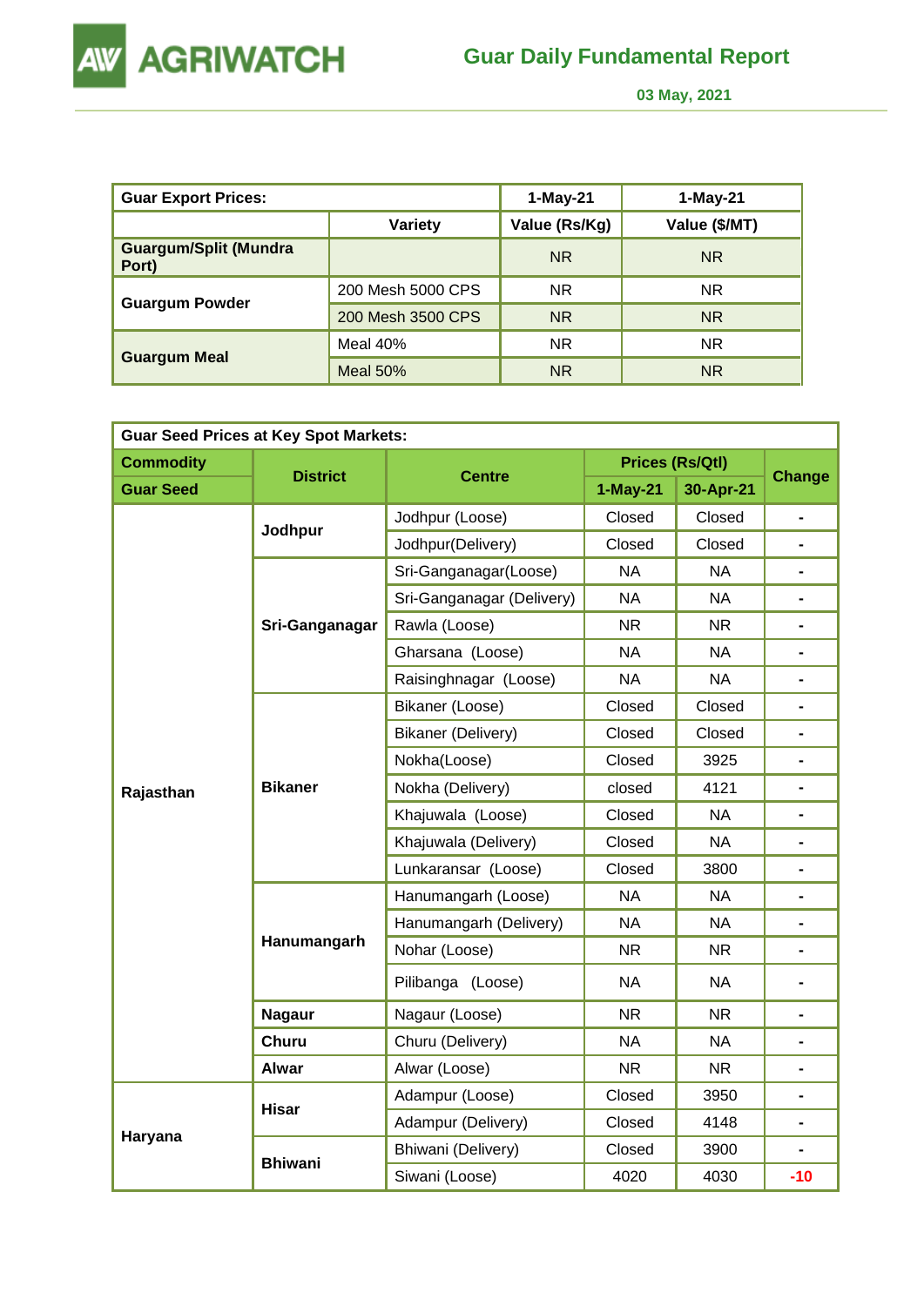| Guar Export Prices: | | 1-May-21 | 1-May-21 |
|---|---|---|---|
| | Variety | Value (Rs/Kg) | Value ($/MT) |
| Guargum/Split (Mundra Port) | | NR | NR |
| Guargum Powder | 200 Mesh 5000 CPS | NR | NR |
| | 200 Mesh 3500 CPS | NR | NR |
| Guargum Meal | Meal 40% | NR | NR |
| | Meal 50% | NR | NR |

| Guar Seed Prices at Key Spot Markets: | | | | | |
|---|---|---|---|---|---|
| Commodity | District | Centre | Prices (Rs/Qtl) | | Change |
| Guar Seed | | | 1-May-21 | 30-Apr-21 | |
| Rajasthan | Jodhpur | Jodhpur (Loose) | Closed | Closed | - |
| | | Jodhpur(Delivery) | Closed | Closed | - |
| | Sri-Ganganagar | Sri-Ganganagar(Loose) | NA | NA | - |
| | | Sri-Ganganagar (Delivery) | NA | NA | - |
| | | Rawla (Loose) | NR | NR | - |
| | | Gharsana (Loose) | NA | NA | - |
| | | Raisinghnagar (Loose) | NA | NA | - |
| | Bikaner | Bikaner (Loose) | Closed | Closed | - |
| | | Bikaner (Delivery) | Closed | Closed | - |
| | | Nokha(Loose) | Closed | 3925 | - |
| | | Nokha (Delivery) | closed | 4121 | - |
| | | Khajuwala (Loose) | Closed | NA | - |
| | | Khajuwala (Delivery) | Closed | NA | - |
| | | Lunkaransar (Loose) | Closed | 3800 | - |
| | Hanumangarh | Hanumangarh (Loose) | NA | NA | - |
| | | Hanumangarh (Delivery) | NA | NA | - |
| | | Nohar (Loose) | NR | NR | - |
| | | Pilibanga (Loose) | NA | NA | - |
| | Nagaur | Nagaur (Loose) | NR | NR | - |
| | Churu | Churu (Delivery) | NA | NA | - |
| | Alwar | Alwar (Loose) | NR | NR | - |
| Haryana | Hisar | Adampur (Loose) | Closed | 3950 | - |
| | | Adampur (Delivery) | Closed | 4148 | - |
| | Bhiwani | Bhiwani (Delivery) | Closed | 3900 | - |
| | | Siwani (Loose) | 4020 | 4030 | -10 |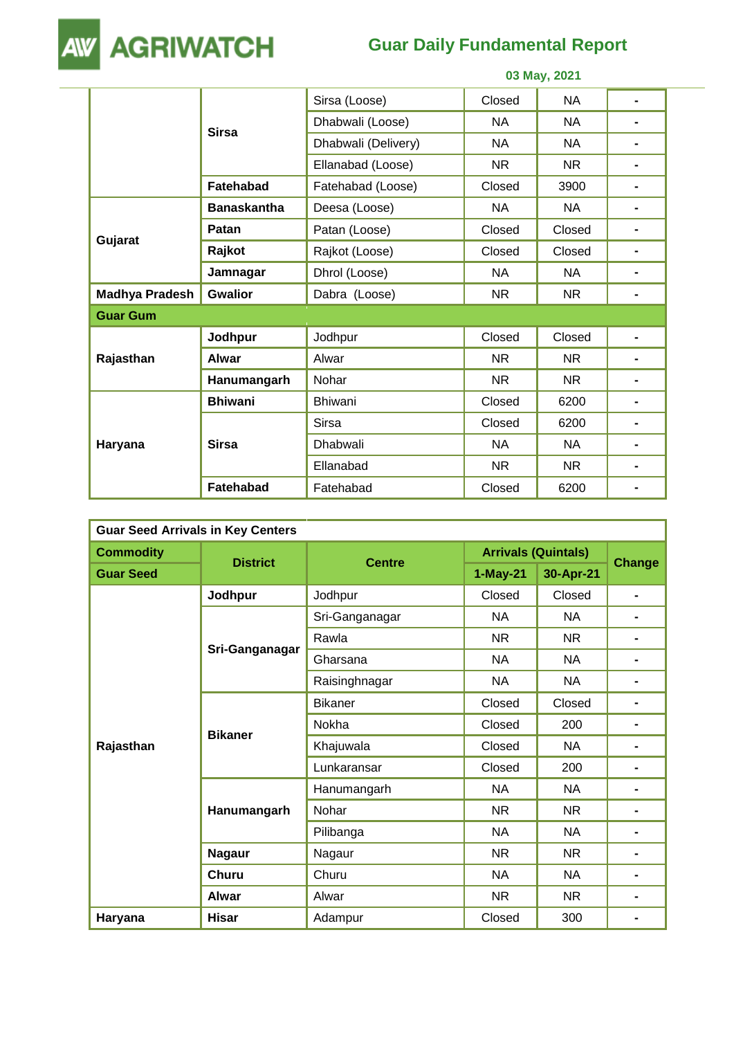| | | | | | |
|---|---|---|---|---|---|
| | Sirsa | Sirsa (Loose) | Closed | NA | - |
| | | Dhabwali (Loose) | NA | NA | - |
| | | Dhabwali (Delivery) | NA | NA | - |
| | | Ellanabad (Loose) | NR | NR | - |
| | Fatehabad | Fatehabad (Loose) | Closed | 3900 | - |
| Gujarat | Banaskantha | Deesa (Loose) | NA | NA | - |
| | Patan | Patan (Loose) | Closed | Closed | - |
| | Rajkot | Rajkot (Loose) | Closed | Closed | - |
| | Jamnagar | Dhrol (Loose) | NA | NA | - |
| Madhya Pradesh | Gwalior | Dabra (Loose) | NR | NR | - |
| **Guar Gum** | | | | | |
| Rajasthan | Jodhpur | Jodhpur | Closed | Closed | - |
| | Alwar | Alwar | NR | NR | - |
| | Hanumangarh | Nohar | NR | NR | - |
| Haryana | Bhiwani | Bhiwani | Closed | 6200 | - |
| | Sirsa | Sirsa | Closed | 6200 | - |
| | | Dhabwali | NA | NA | - |
| | | Ellanabad | NR | NR | - |
| | Fatehabad | Fatehabad | Closed | 6200 | - |

| Guar Seed Arrivals in Key Centers | | | | | |
|---|---|---|---|---|---|
| **Commodity** | **District** | **Centre** | **Arrivals (Quintals)** | | **Change** |
| **Guar Seed** | | | **1-May-21** | **30-Apr-21** | |
| Rajasthan | Jodhpur | Jodhpur | Closed | Closed | - |
| | Sri-Ganganagar | Sri-Ganganagar | NA | NA | - |
| | | Rawla | NR | NR | - |
| | | Gharsana | NA | NA | - |
| | | Raisinghnagar | NA | NA | - |
| | Bikaner | Bikaner | Closed | Closed | - |
| | | Nokha | Closed | 200 | - |
| | | Khajuwala | Closed | NA | - |
| | | Lunkaransar | Closed | 200 | - |
| | Hanumangarh | Hanumangarh | NA | NA | - |
| | | Nohar | NR | NR | - |
| | | Pilibanga | NA | NA | - |
| | Nagaur | Nagaur | NR | NR | - |
| | Churu | Churu | NA | NA | - |
| | Alwar | Alwar | NR | NR | - |
| Haryana | Hisar | Adampur | Closed | 300 | - |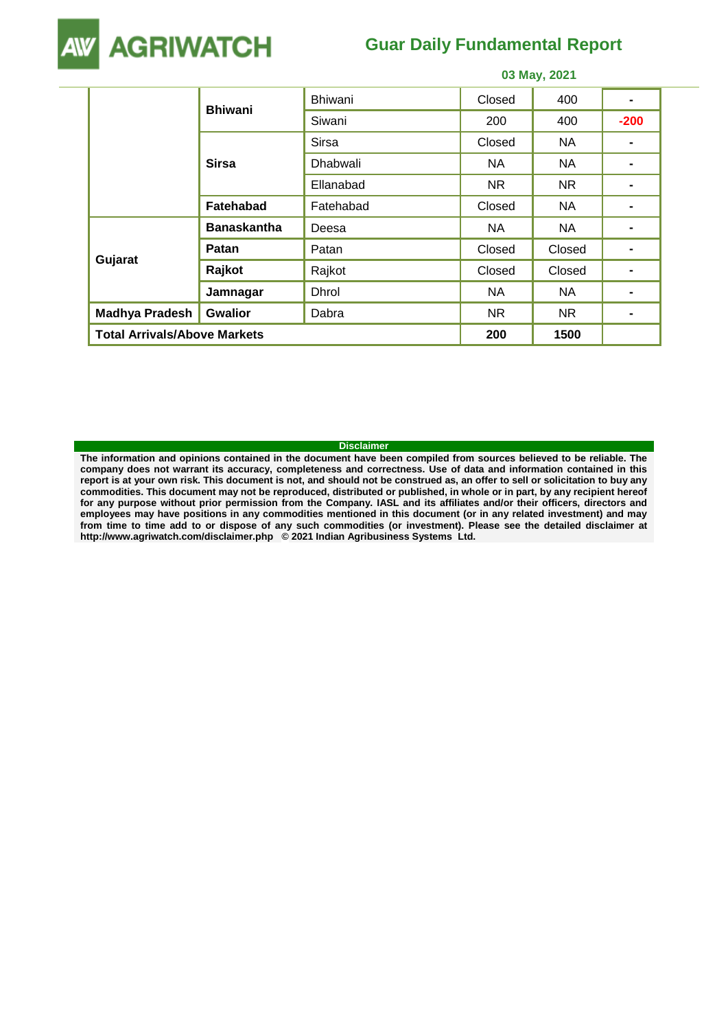| | | | | | |
|---|---|---|---|---|---|
| | **Bhiwani** | Bhiwani | Closed | 400 | - |
| | | Siwani | 200 | 400 | -200 |
| | **Sirsa** | Sirsa | Closed | NA | - |
| | | Dhabwali | NA | NA | - |
| | | Ellanabad | NR | NR | - |
| | **Fatehabad** | Fatehabad | Closed | NA | - |
| **Gujarat** | **Banaskantha** | Deesa | NA | NA | - |
| | **Patan** | Patan | Closed | Closed | - |
| | **Rajkot** | Rajkot | Closed | Closed | - |
| | **Jamnagar** | Dhrol | NA | NA | - |
| **Madhya Pradesh** | **Gwalior** | Dabra | NR | NR | - |
| **Total Arrivals/Above Markets** | | | **200** | **1500** | |

**Disclaimer**

**The information and opinions contained in the document have been compiled from sources believed to be reliable. The company does not warrant its accuracy, completeness and correctness. Use of data and information contained in this report is at your own risk. This document is not, and should not be construed as, an offer to sell or solicitation to buy any commodities. This document may not be reproduced, distributed or published, in whole or in part, by any recipient hereof for any purpose without prior permission from the Company. IASL and its affiliates and/or their officers, directors and employees may have positions in any commodities mentioned in this document (or in any related investment) and may from time to time add to or dispose of any such commodities (or investment). Please see the detailed disclaimer at http://www.agriwatch.com/disclaimer.php © 2021 Indian Agribusiness Systems Ltd.**